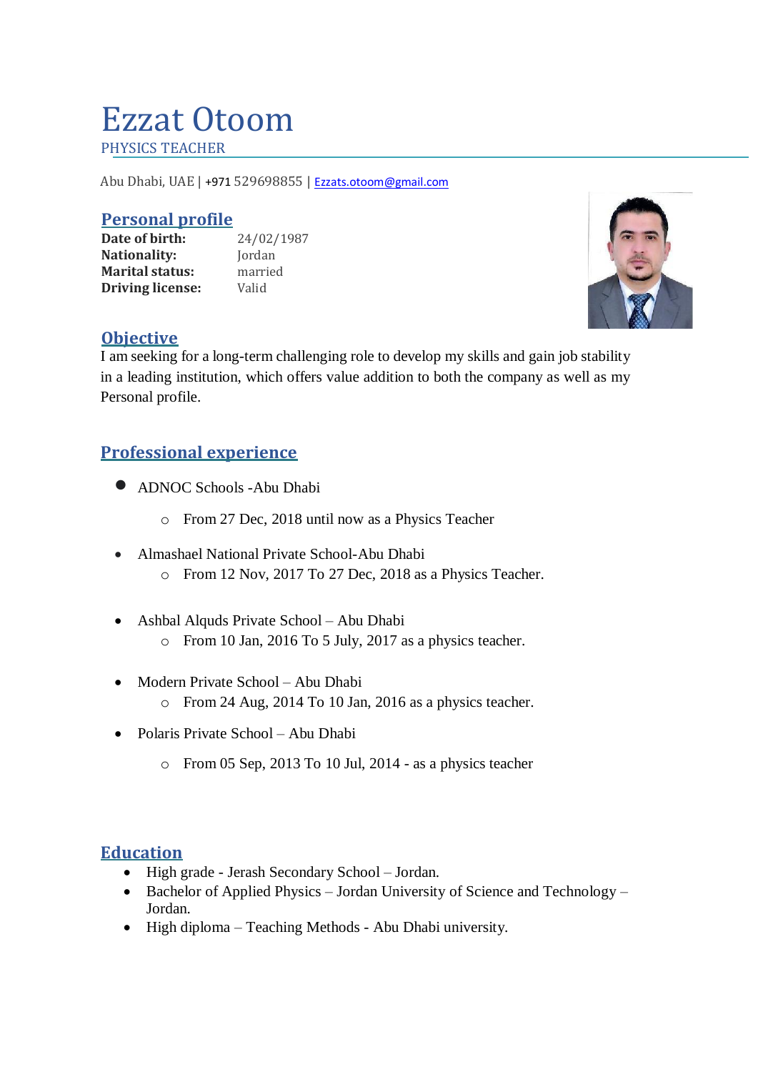# Ezzat Otoom

PHYSICS TEACHER

Abu Dhabi, UAE | +971 529698855 | Ezzats.otoom@gmail.com

## Personal profile

**Date of birth:** 24/02/1987
**Nationality:** Jordan
**Marital status:** married
**Driving license:** Valid

## Objective

I am seeking for a long-term challenging role to develop my skills and gain job stability in a leading institution, which offers value addition to both the company as well as my Personal profile.

## Professional experience

- ADNOC Schools -Abu Dhabi
  - From 27 Dec, 2018 until now as a Physics Teacher
- Almashael National Private School-Abu Dhabi
  - From 12 Nov, 2017 To 27 Dec, 2018 as a Physics Teacher.
- Ashbal Alquds Private School – Abu Dhabi
  - From 10 Jan, 2016 To 5 July, 2017 as a physics teacher.
- Modern Private School – Abu Dhabi
  - From 24 Aug, 2014 To 10 Jan, 2016 as a physics teacher.
- Polaris Private School – Abu Dhabi
  - From 05 Sep, 2013 To 10 Jul, 2014 - as a physics teacher

## Education

- High grade - Jerash Secondary School – Jordan.
- Bachelor of Applied Physics – Jordan University of Science and Technology – Jordan.
- High diploma – Teaching Methods - Abu Dhabi university.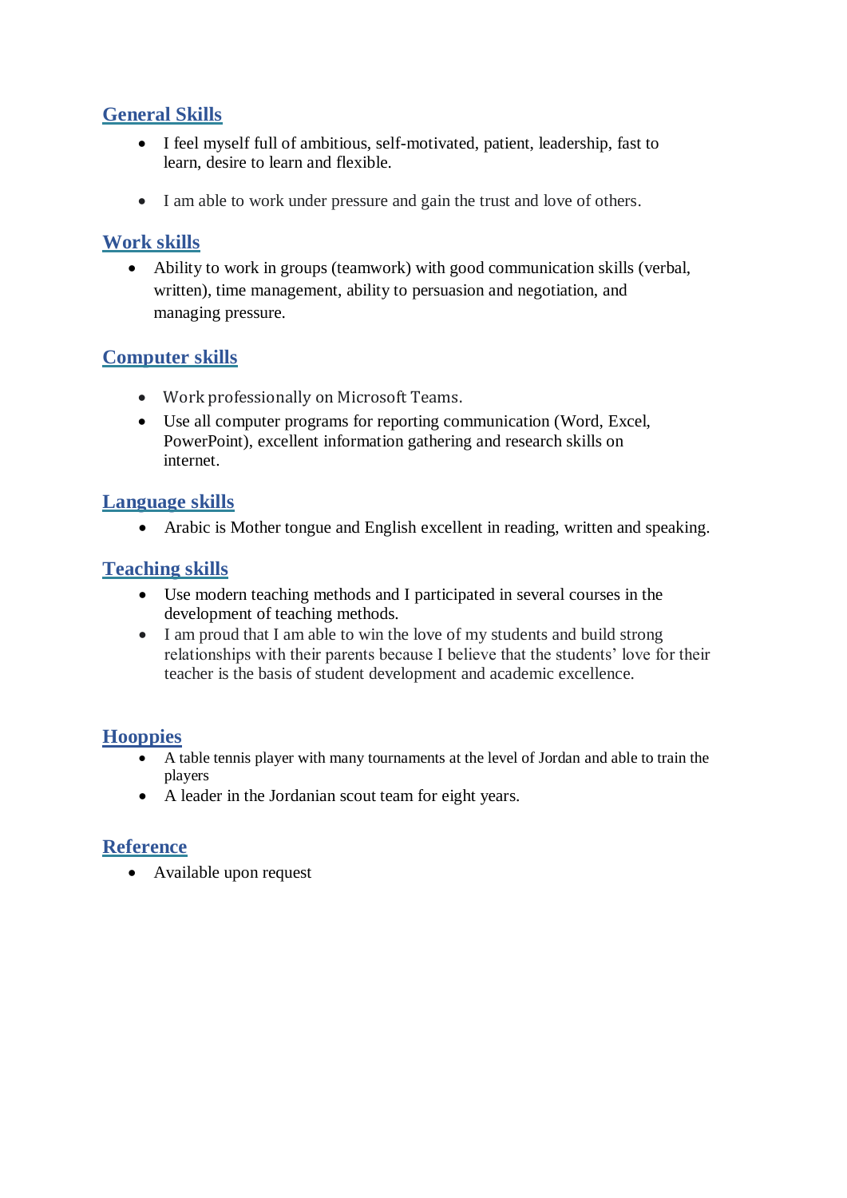## General Skills

- I feel myself full of ambitious, self-motivated, patient, leadership, fast to learn, desire to learn and flexible.

- I am able to work under pressure and gain the trust and love of others.

## Work skills

- Ability to work in groups (teamwork) with good communication skills (verbal, written), time management, ability to persuasion and negotiation, and managing pressure.

## Computer skills

- Work professionally on Microsoft Teams.
- Use all computer programs for reporting communication (Word, Excel, PowerPoint), excellent information gathering and research skills on internet.

## Language skills

- Arabic is Mother tongue and English excellent in reading, written and speaking.

## Teaching skills

- Use modern teaching methods and I participated in several courses in the development of teaching methods.
- I am proud that I am able to win the love of my students and build strong relationships with their parents because I believe that the students' love for their teacher is the basis of student development and academic excellence.

## Hooppies

- A table tennis player with many tournaments at the level of Jordan and able to train the players
- A leader in the Jordanian scout team for eight years.

## Reference

- Available upon request